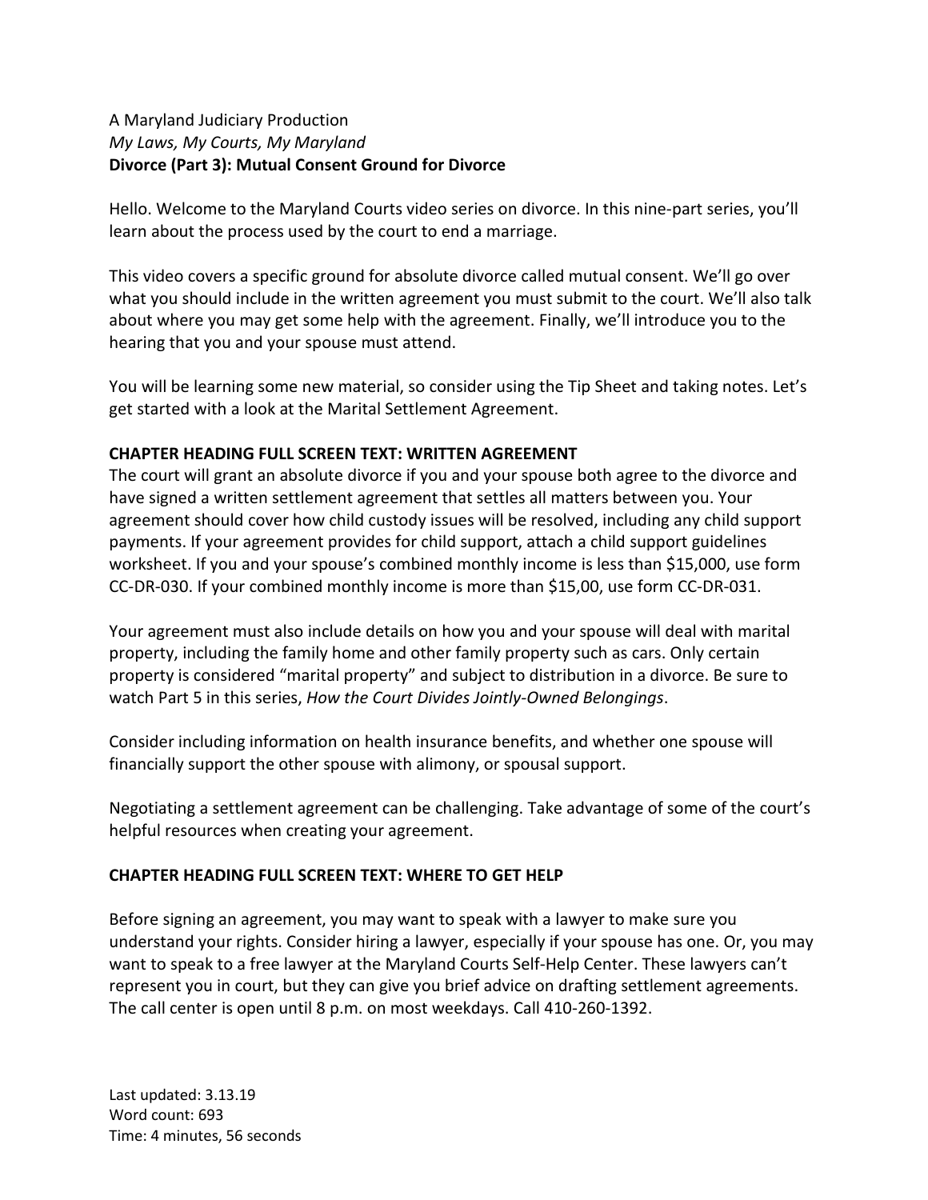A Maryland Judiciary Production

*My Laws, My Courts, My Maryland*

**Divorce (Part 3): Mutual Consent Ground for Divorce**

Hello. Welcome to the Maryland Courts video series on divorce. In this nine-part series, you'll learn about the process used by the court to end a marriage.

This video covers a specific ground for absolute divorce called mutual consent. We'll go over what you should include in the written agreement you must submit to the court. We'll also talk about where you may get some help with the agreement. Finally, we'll introduce you to the hearing that you and your spouse must attend.

You will be learning some new material, so consider using the Tip Sheet and taking notes. Let's get started with a look at the Marital Settlement Agreement.

**CHAPTER HEADING FULL SCREEN TEXT: WRITTEN AGREEMENT**

The court will grant an absolute divorce if you and your spouse both agree to the divorce and have signed a written settlement agreement that settles all matters between you. Your agreement should cover how child custody issues will be resolved, including any child support payments. If your agreement provides for child support, attach a child support guidelines worksheet. If you and your spouse's combined monthly income is less than $15,000, use form CC-DR-030. If your combined monthly income is more than $15,00, use form CC-DR-031.

Your agreement must also include details on how you and your spouse will deal with marital property, including the family home and other family property such as cars. Only certain property is considered "marital property" and subject to distribution in a divorce. Be sure to watch Part 5 in this series, *How the Court Divides Jointly-Owned Belongings*.

Consider including information on health insurance benefits, and whether one spouse will financially support the other spouse with alimony, or spousal support.

Negotiating a settlement agreement can be challenging. Take advantage of some of the court's helpful resources when creating your agreement.

**CHAPTER HEADING FULL SCREEN TEXT: WHERE TO GET HELP**

Before signing an agreement, you may want to speak with a lawyer to make sure you understand your rights. Consider hiring a lawyer, especially if your spouse has one. Or, you may want to speak to a free lawyer at the Maryland Courts Self-Help Center. These lawyers can't represent you in court, but they can give you brief advice on drafting settlement agreements. The call center is open until 8 p.m. on most weekdays. Call 410-260-1392.

Last updated: 3.13.19
Word count: 693
Time: 4 minutes, 56 seconds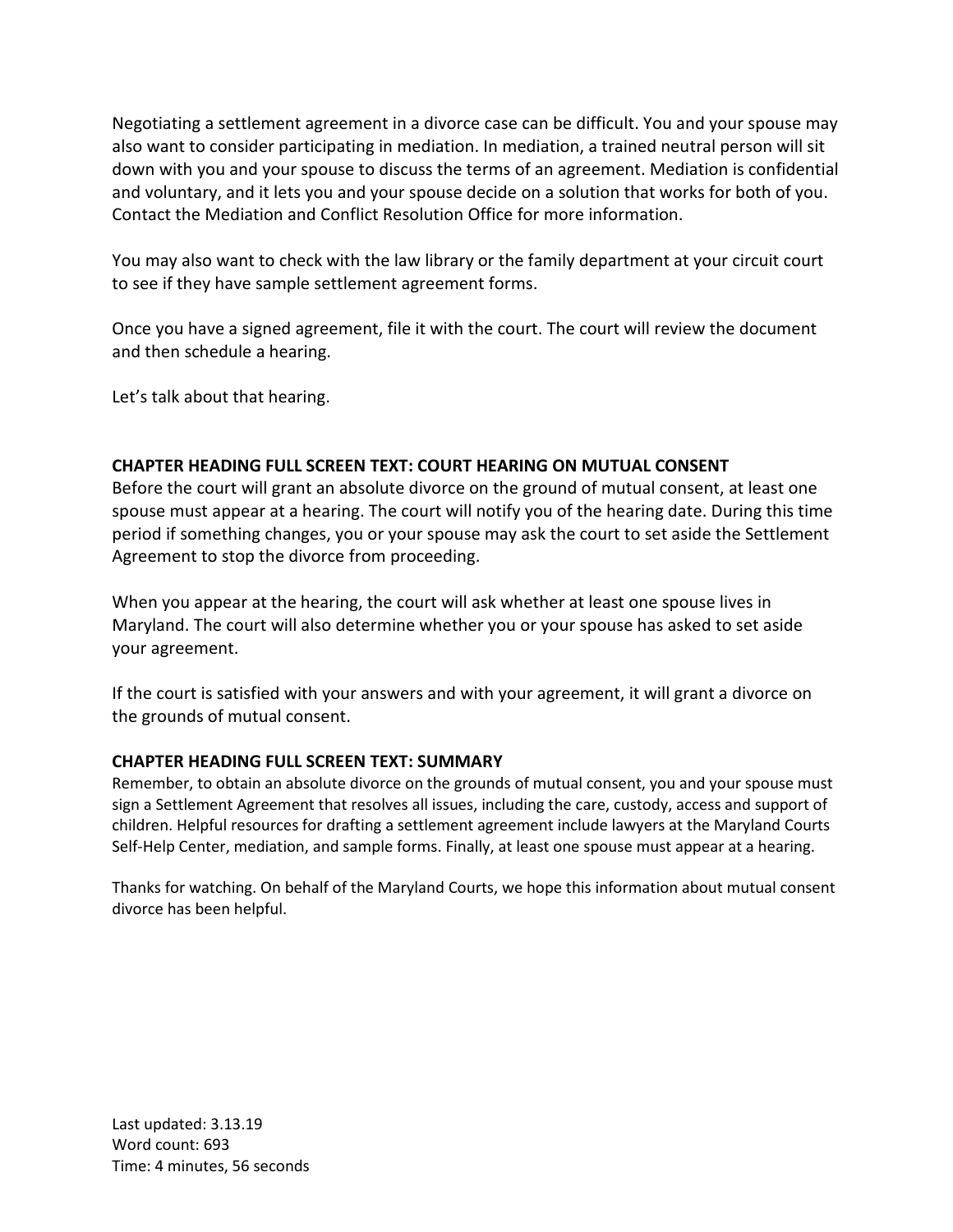Negotiating a settlement agreement in a divorce case can be difficult. You and your spouse may also want to consider participating in mediation. In mediation, a trained neutral person will sit down with you and your spouse to discuss the terms of an agreement. Mediation is confidential and voluntary, and it lets you and your spouse decide on a solution that works for both of you. Contact the Mediation and Conflict Resolution Office for more information.

You may also want to check with the law library or the family department at your circuit court to see if they have sample settlement agreement forms.

Once you have a signed agreement, file it with the court. The court will review the document and then schedule a hearing.

Let's talk about that hearing.

**CHAPTER HEADING FULL SCREEN TEXT: COURT HEARING ON MUTUAL CONSENT**

Before the court will grant an absolute divorce on the ground of mutual consent, at least one spouse must appear at a hearing. The court will notify you of the hearing date. During this time period if something changes, you or your spouse may ask the court to set aside the Settlement Agreement to stop the divorce from proceeding.

When you appear at the hearing, the court will ask whether at least one spouse lives in Maryland. The court will also determine whether you or your spouse has asked to set aside your agreement.

If the court is satisfied with your answers and with your agreement, it will grant a divorce on the grounds of mutual consent.

**CHAPTER HEADING FULL SCREEN TEXT: SUMMARY**

Remember, to obtain an absolute divorce on the grounds of mutual consent, you and your spouse must sign a Settlement Agreement that resolves all issues, including the care, custody, access and support of children. Helpful resources for drafting a settlement agreement include lawyers at the Maryland Courts Self-Help Center, mediation, and sample forms. Finally, at least one spouse must appear at a hearing.

Thanks for watching. On behalf of the Maryland Courts, we hope this information about mutual consent divorce has been helpful.

Last updated: 3.13.19
Word count: 693
Time: 4 minutes, 56 seconds